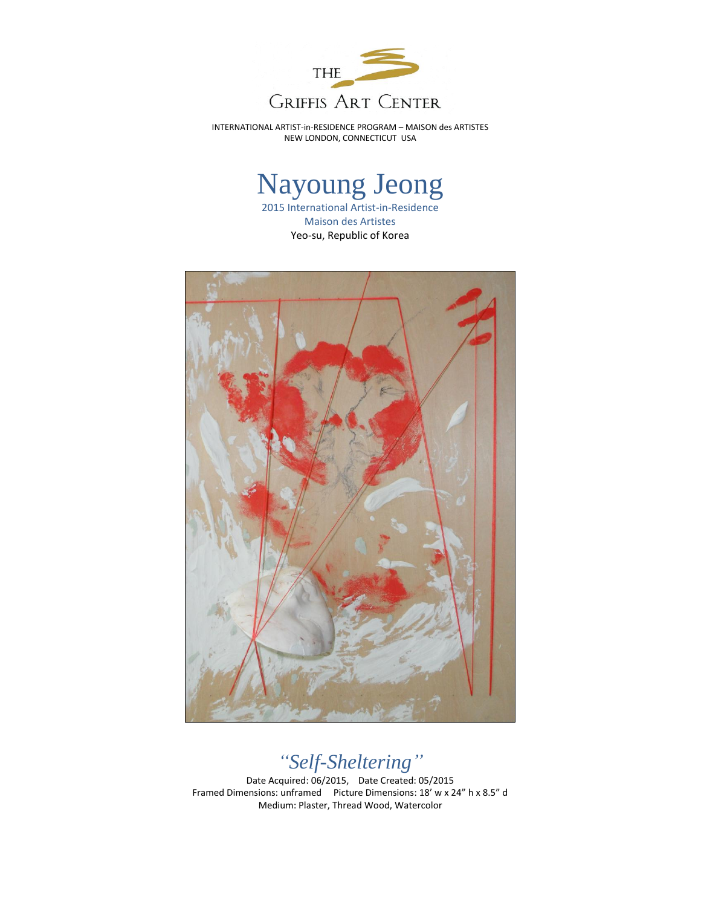THE GRIFFIS ART CENTER

INTERNATIONAL ARTIST-in-RESIDENCE PROGRAM – MAISON des ARTISTES
NEW LONDON, CONNECTICUT USA

# Nayoung Jeong

2015 International Artist-in-Residence
Maison des Artistes
Yeo-su, Republic of Korea

## *"Self-Sheltering"*

Date Acquired: 06/2015, Date Created: 05/2015
Framed Dimensions: unframed Picture Dimensions: 18' w x 24" h x 8.5" d
Medium: Plaster, Thread Wood, Watercolor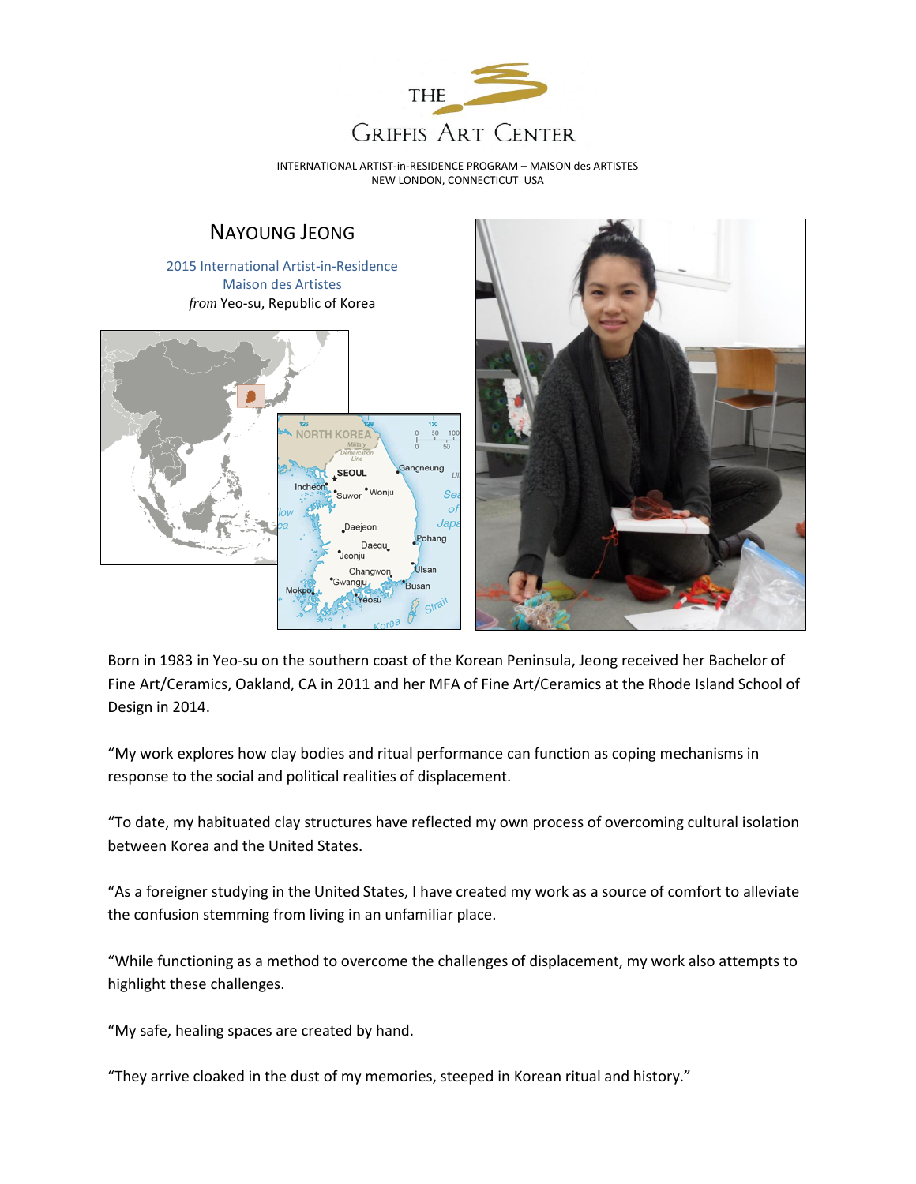THE

GRIFFIS ART CENTER

INTERNATIONAL ARTIST-in-RESIDENCE PROGRAM – MAISON des ARTISTES
NEW LONDON, CONNECTICUT USA

# NAYOUNG JEONG

2015 International Artist-in-Residence
Maison des Artistes
*from* Yeo-su, Republic of Korea

Born in 1983 in Yeo-su on the southern coast of the Korean Peninsula, Jeong received her Bachelor of Fine Art/Ceramics, Oakland, CA in 2011 and her MFA of Fine Art/Ceramics at the Rhode Island School of Design in 2014.

"My work explores how clay bodies and ritual performance can function as coping mechanisms in response to the social and political realities of displacement.

"To date, my habituated clay structures have reflected my own process of overcoming cultural isolation between Korea and the United States.

"As a foreigner studying in the United States, I have created my work as a source of comfort to alleviate the confusion stemming from living in an unfamiliar place.

"While functioning as a method to overcome the challenges of displacement, my work also attempts to highlight these challenges.

"My safe, healing spaces are created by hand.

"They arrive cloaked in the dust of my memories, steeped in Korean ritual and history."